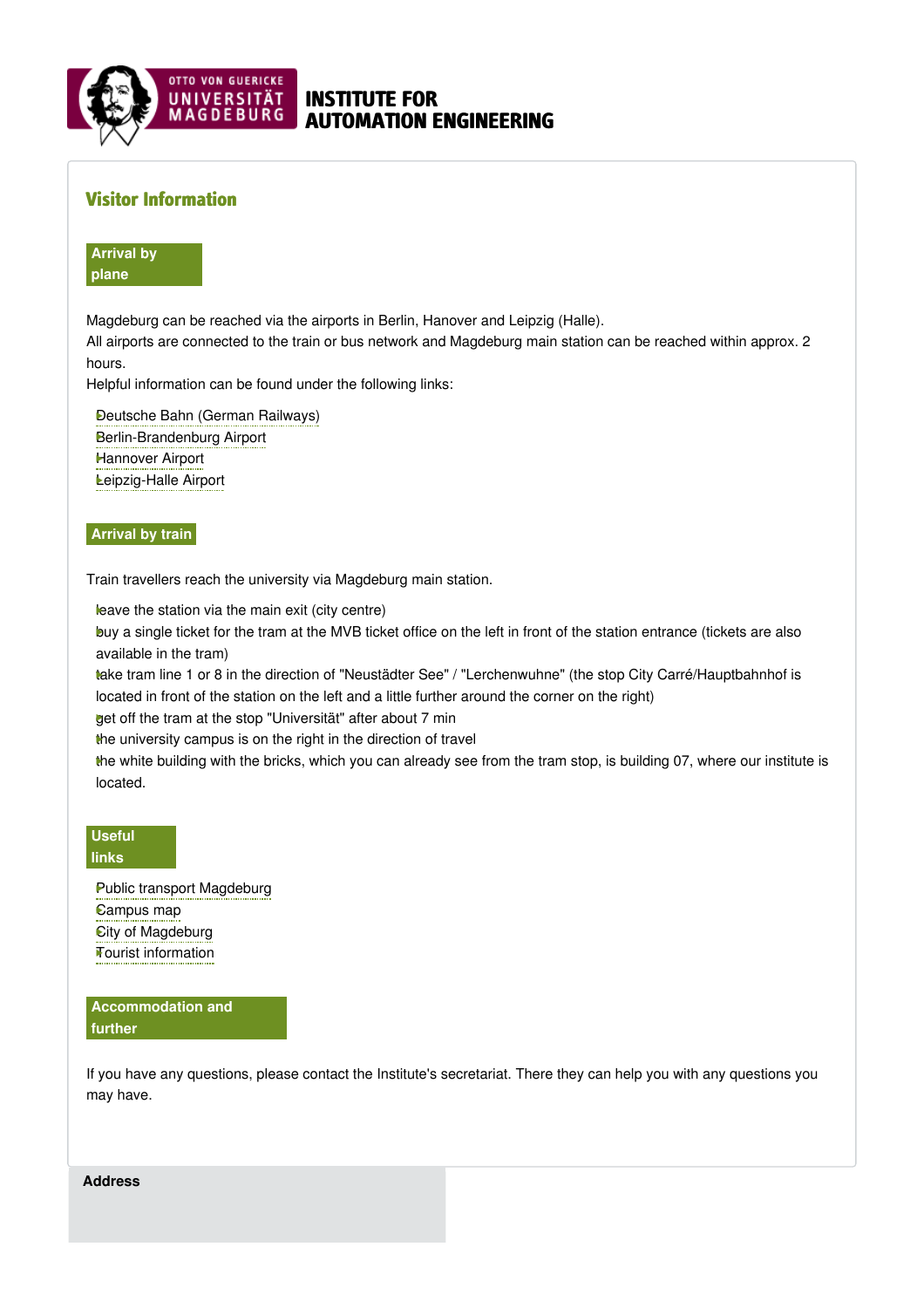# INSTITUTE FOR AUTOMATION ENGINEERING

## Visitor Information

### Arrival by plane

Magdeburg can be reached via the airports in Berlin, Hanover and Leipzig (Halle).
All airports are connected to the train or bus network and Magdeburg main station can be reached within approx. 2 hours.
Helpful information can be found under the following links:

- Deutsche Bahn (German Railways)
- Berlin-Brandenburg Airport
- Hannover Airport
- Leipzig-Halle Airport

### Arrival by train

Train travellers reach the university via Magdeburg main station.

- leave the station via the main exit (city centre)
- buy a single ticket for the tram at the MVB ticket office on the left in front of the station entrance (tickets are also available in the tram)
- take tram line 1 or 8 in the direction of "Neustädter See" / "Lerchenwuhne" (the stop City Carré/Hauptbahnhof is located in front of the station on the left and a little further around the corner on the right)
- get off the tram at the stop "Universität" after about 7 min
- the university campus is on the right in the direction of travel
- the white building with the bricks, which you can already see from the tram stop, is building 07, where our institute is located.

### Useful links

- Public transport Magdeburg
- Campus map
- City of Magdeburg
- Tourist information

### Accommodation and further

If you have any questions, please contact the Institute's secretariat. There they can help you with any questions you may have.

**Address**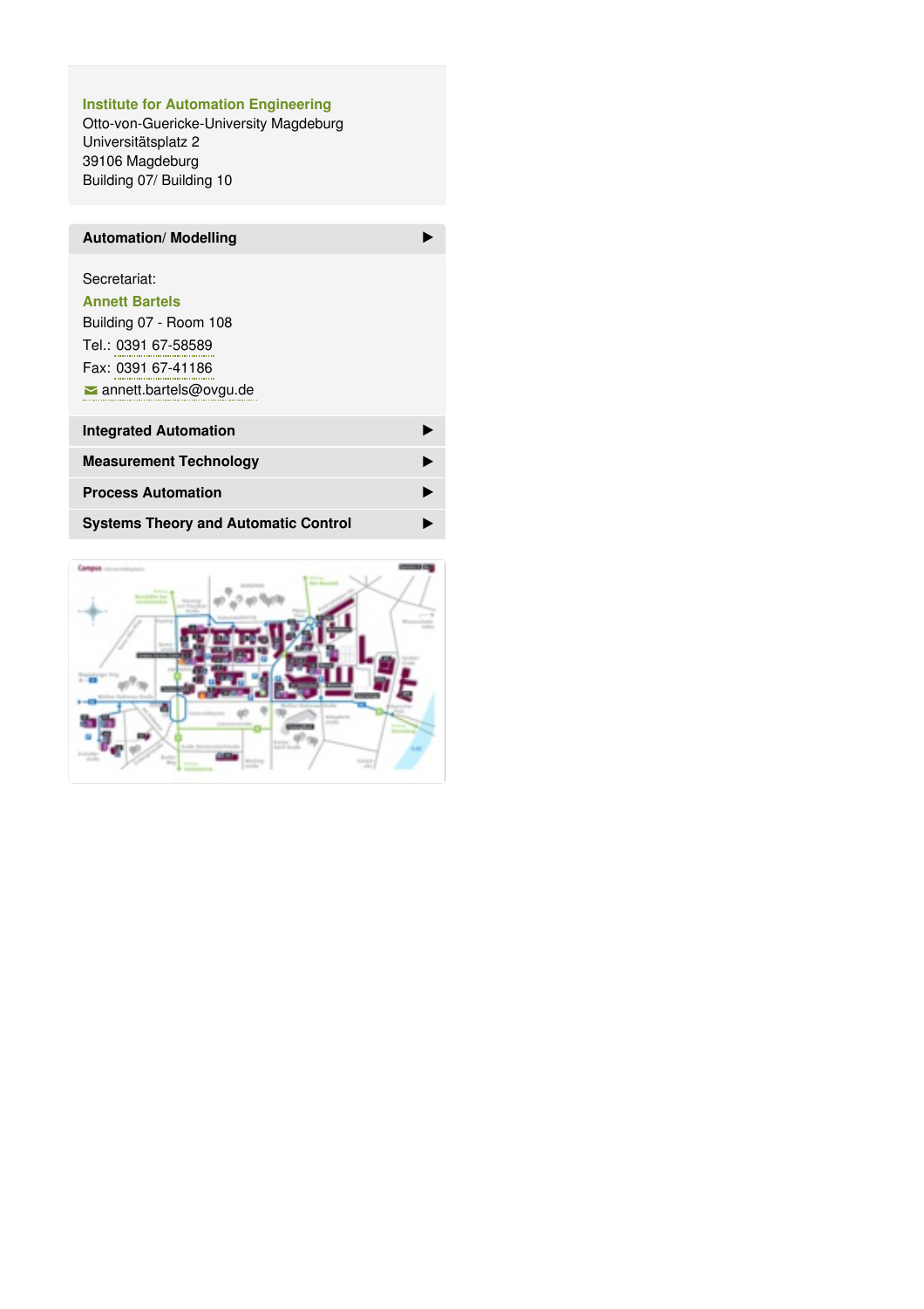**Institute for Automation Engineering**
Otto-von-Guericke-University Magdeburg
Universitätsplatz 2
39106 Magdeburg
Building 07/ Building 10

**Automation/ Modelling** ▶

Secretariat:
**Annett Bartels**
Building 07 - Room 108
Tel.: 0391 67-58589
Fax: 0391 67-41186
annett.bartels@ovgu.de

**Integrated Automation** ▶

**Measurement Technology** ▶

**Process Automation** ▶

**Systems Theory and Automatic Control** ▶